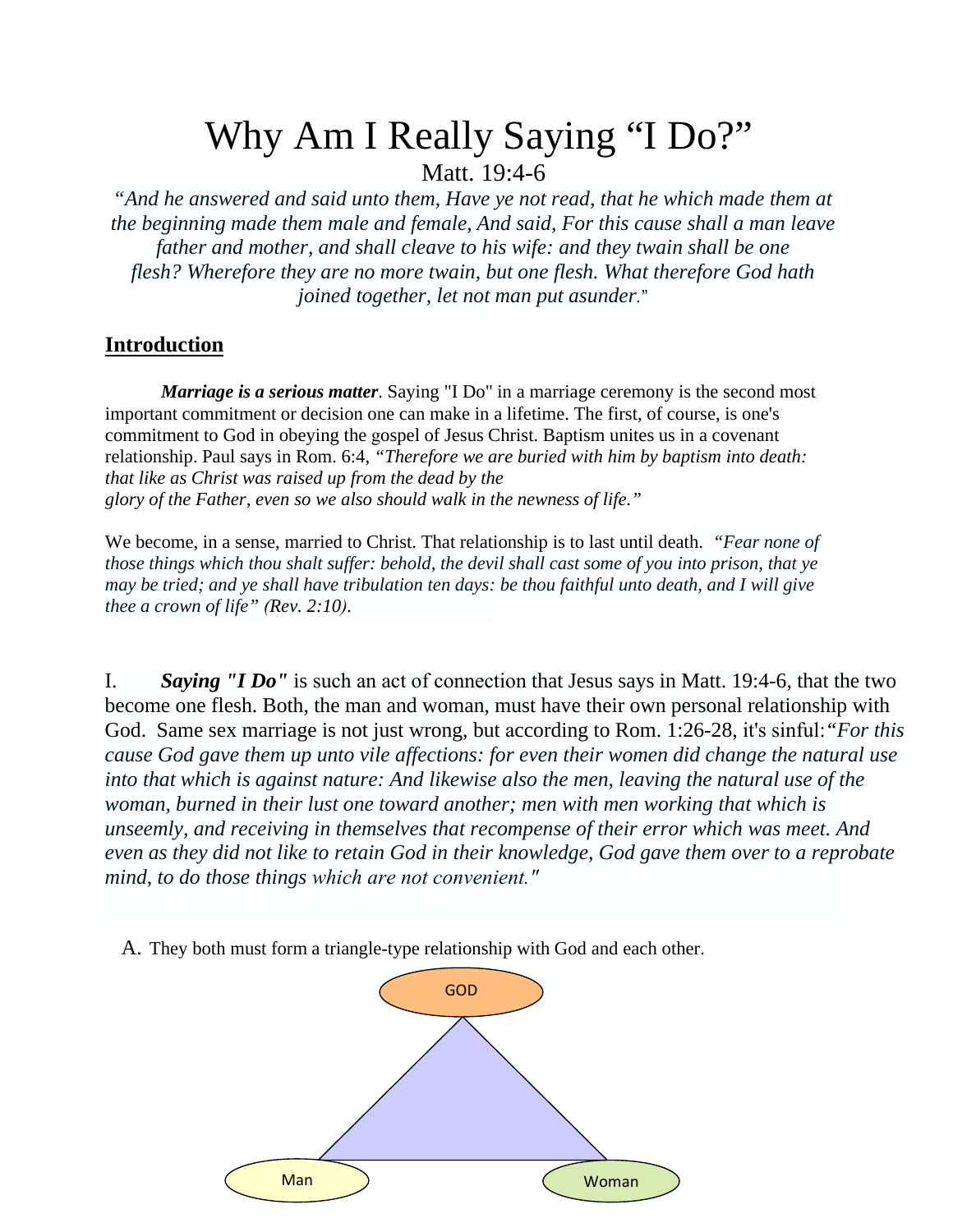# Why Am I Really Saying "I Do?"

Matt. 19:4-6

*"And he answered and said unto them, Have ye not read, that he which made them at the beginning made them male and female, And said, For this cause shall a man leave father and mother, and shall cleave to his wife: and they twain shall be one flesh? Wherefore they are no more twain, but one flesh. What therefore God hath joined together, let not man put asunder."*

## Introduction

***Marriage is a serious matter***. Saying "I Do" in a marriage ceremony is the second most important commitment or decision one can make in a lifetime. The first, of course, is one's commitment to God in obeying the gospel of Jesus Christ. Baptism unites us in a covenant relationship. Paul says in Rom. 6:4, *"Therefore we are buried with him by baptism into death: that like as Christ was raised up from the dead by the glory of the Father, even so we also should walk in the newness of life."*

We become, in a sense, married to Christ. That relationship is to last until death. *"Fear none of those things which thou shalt suffer: behold, the devil shall cast some of you into prison, that ye may be tried; and ye shall have tribulation ten days: be thou faithful unto death, and I will give thee a crown of life" (Rev. 2:10).*

I. ***Saying "I Do"*** is such an act of connection that Jesus says in Matt. 19:4-6, that the two become one flesh. Both, the man and woman, must have their own personal relationship with God. Same sex marriage is not just wrong, but according to Rom. 1:26-28, it's sinful: *"For this cause God gave them up unto vile affections: for even their women did change the natural use into that which is against nature: And likewise also the men, leaving the natural use of the woman, burned in their lust one toward another; men with men working that which is unseemly, and receiving in themselves that recompense of their error which was meet. And even as they did not like to retain God in their knowledge, God gave them over to a reprobate mind, to do those things which are not convenient."*

A. They both must form a triangle-type relationship with God and each other.

GOD

Man Woman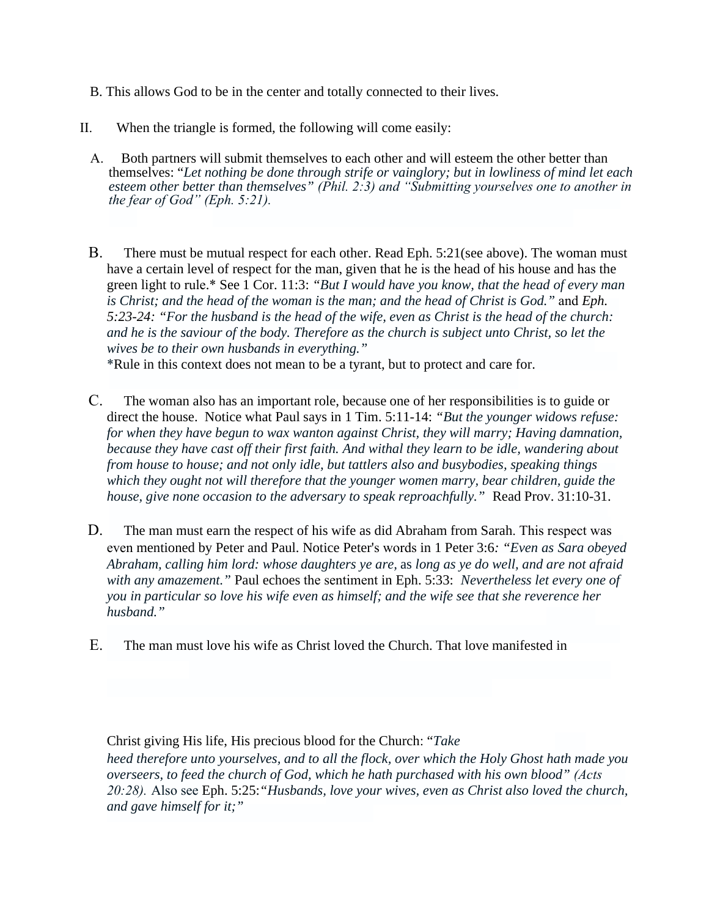B. This allows God to be in the center and totally connected to their lives.

II. When the triangle is formed, the following will come easily:

A. Both partners will submit themselves to each other and will esteem the other better than themselves: “*Let nothing be done through strife or vainglory; but in lowliness of mind let each esteem other better than themselves” (Phil. 2:3) and “Submitting yourselves one to another in the fear of God” (Eph. 5:21).*

B. There must be mutual respect for each other. Read Eph. 5:21(see above). The woman must have a certain level of respect for the man, given that he is the head of his house and has the green light to rule.* See 1 Cor. 11:3: *“But I would have you know, that the head of every man is Christ; and the head of the woman is the man; and the head of Christ is God.”* and *Eph. 5:23-24: “For the husband is the head of the wife, even as Christ is the head of the church: and he is the saviour of the body. Therefore as the church is subject unto Christ, so let the wives be to their own husbands in everything.”*
*Rule in this context does not mean to be a tyrant, but to protect and care for.

C. The woman also has an important role, because one of her responsibilities is to guide or direct the house. Notice what Paul says in 1 Tim. 5:11-14: *“But the younger widows refuse: for when they have begun to wax wanton against Christ, they will marry; Having damnation, because they have cast off their first faith. And withal they learn to be idle, wandering about from house to house; and not only idle, but tattlers also and busybodies, speaking things which they ought not will therefore that the younger women marry, bear children, guide the house, give none occasion to the adversary to speak reproachfully.”* Read Prov. 31:10-31.

D. The man must earn the respect of his wife as did Abraham from Sarah. This respect was even mentioned by Peter and Paul. Notice Peter's words in 1 Peter 3:6*: “Even as Sara obeyed Abraham, calling him lord: whose daughters ye are,* as *long as ye do well, and are not afraid with any amazement.”* Paul echoes the sentiment in Eph. 5:33: *Nevertheless let every one of you in particular so love his wife even as himself; and the wife see that she reverence her husband.”*

E. The man must love his wife as Christ loved the Church. That love manifested in Christ giving His life, His precious blood for the Church: “*Take heed therefore unto yourselves, and to all the flock, over which the Holy Ghost hath made you overseers, to feed the church of God, which he hath purchased with his own blood” (Acts 20:28).* Also see Eph. 5:25:*“Husbands, love your wives, even as Christ also loved the church, and gave himself for it;”*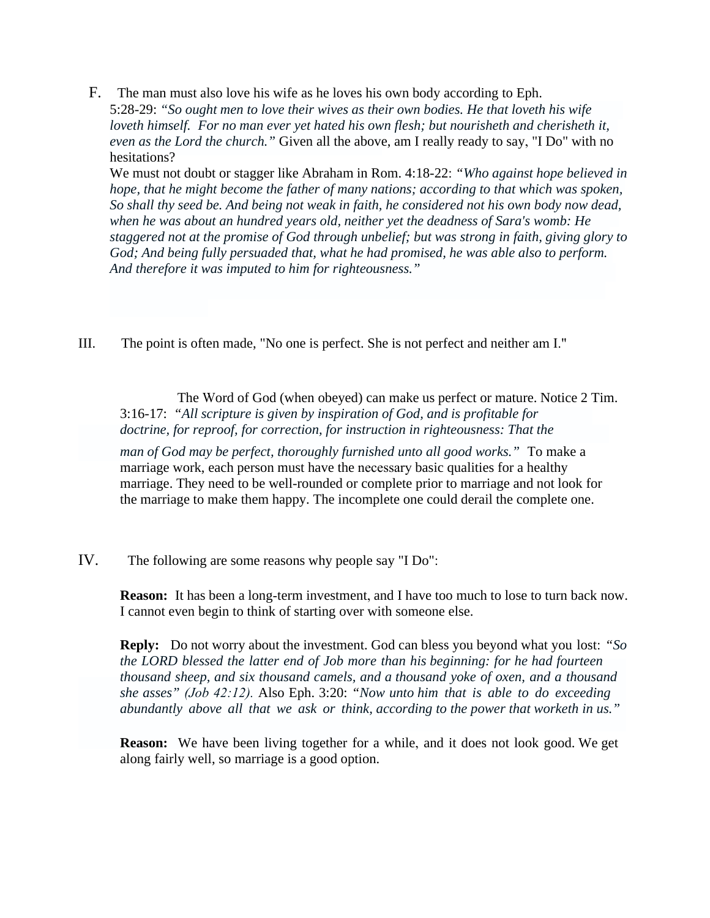F. The man must also love his wife as he loves his own body according to Eph. 5:28-29: *"So ought men to love their wives as their own bodies. He that loveth his wife loveth himself. For no man ever yet hated his own flesh; but nourisheth and cherisheth it, even as the Lord the church."* Given all the above, am I really ready to say, "I Do" with no hesitations?

We must not doubt or stagger like Abraham in Rom. 4:18-22: *"Who against hope believed in hope, that he might become the father of many nations; according to that which was spoken, So shall thy seed be. And being not weak in faith, he considered not his own body now dead, when he was about an hundred years old, neither yet the deadness of Sara's womb: He staggered not at the promise of God through unbelief; but was strong in faith, giving glory to God; And being fully persuaded that, what he had promised, he was able also to perform. And therefore it was imputed to him for righteousness."*

III. The point is often made, "No one is perfect. She is not perfect and neither am I."

The Word of God (when obeyed) can make us perfect or mature. Notice 2 Tim. 3:16-17: *"All scripture is given by inspiration of God, and is profitable for doctrine, for reproof, for correction, for instruction in righteousness: That the man of God may be perfect, thoroughly furnished unto all good works."* To make a marriage work, each person must have the necessary basic qualities for a healthy marriage. They need to be well-rounded or complete prior to marriage and not look for the marriage to make them happy. The incomplete one could derail the complete one.

IV. The following are some reasons why people say "I Do":

**Reason:** It has been a long-term investment, and I have too much to lose to turn back now. I cannot even begin to think of starting over with someone else.

**Reply:** Do not worry about the investment. God can bless you beyond what you lost: *"So the LORD blessed the latter end of Job more than his beginning: for he had fourteen thousand sheep, and six thousand camels, and a thousand yoke of oxen, and a thousand she asses" (Job 42:12).* Also Eph. 3:20: *"Now unto him that is able to do exceeding abundantly above all that we ask or think, according to the power that worketh in us."*

**Reason:** We have been living together for a while, and it does not look good. We get along fairly well, so marriage is a good option.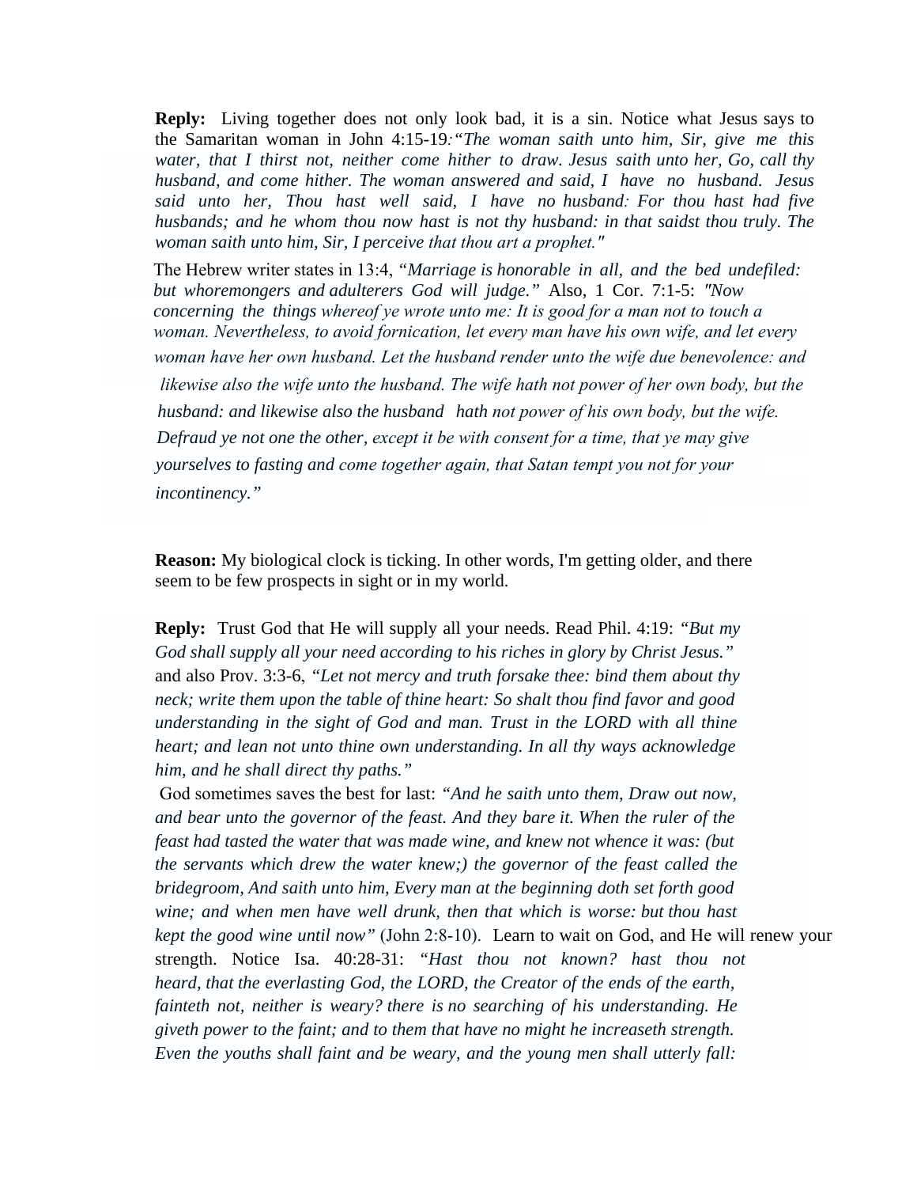**Reply:** Living together does not only look bad, it is a sin. Notice what Jesus says to the Samaritan woman in John 4:15-19*:"The woman saith unto him, Sir, give me this water, that I thirst not, neither come hither to draw. Jesus saith unto her, Go, call thy husband, and come hither. The woman answered and said, I have no husband. Jesus said unto her, Thou hast well said, I have no husband: For thou hast had five husbands; and he whom thou now hast is not thy husband: in that saidst thou truly. The woman saith unto him, Sir, I perceive that thou art a prophet."*

The Hebrew writer states in 13:4, *"Marriage is honorable in all, and the bed undefiled: but whoremongers and adulterers God will judge."* Also, 1 Cor. 7:1-5: *"Now concerning the things whereof ye wrote unto me: It is good for a man not to touch a woman. Nevertheless, to avoid fornication, let every man have his own wife, and let every woman have her own husband. Let the husband render unto the wife due benevolence: and likewise also the wife unto the husband. The wife hath not power of her own body, but the husband: and likewise also the husband hath not power of his own body, but the wife. Defraud ye not one the other, except it be with consent for a time, that ye may give yourselves to fasting and come together again, that Satan tempt you not for your incontinency."*

**Reason:** My biological clock is ticking. In other words, I'm getting older, and there seem to be few prospects in sight or in my world.

**Reply:** Trust God that He will supply all your needs. Read Phil. 4:19: *"But my God shall supply all your need according to his riches in glory by Christ Jesus."* and also Prov. 3:3-6, *"Let not mercy and truth forsake thee: bind them about thy neck; write them upon the table of thine heart: So shalt thou find favor and good understanding in the sight of God and man. Trust in the LORD with all thine heart; and lean not unto thine own understanding. In all thy ways acknowledge him, and he shall direct thy paths."*

God sometimes saves the best for last: *"And he saith unto them, Draw out now, and bear unto the governor of the feast. And they bare it. When the ruler of the feast had tasted the water that was made wine, and knew not whence it was: (but the servants which drew the water knew;) the governor of the feast called the bridegroom, And saith unto him, Every man at the beginning doth set forth good wine; and when men have well drunk, then that which is worse: but thou hast kept the good wine until now"* (John 2:8-10). Learn to wait on God, and He will renew your strength. Notice Isa. 40:28-31: *"Hast thou not known? hast thou not heard, that the everlasting God, the LORD, the Creator of the ends of the earth, fainteth not, neither is weary? there is no searching of his understanding. He giveth power to the faint; and to them that have no might he increaseth strength. Even the youths shall faint and be weary, and the young men shall utterly fall:*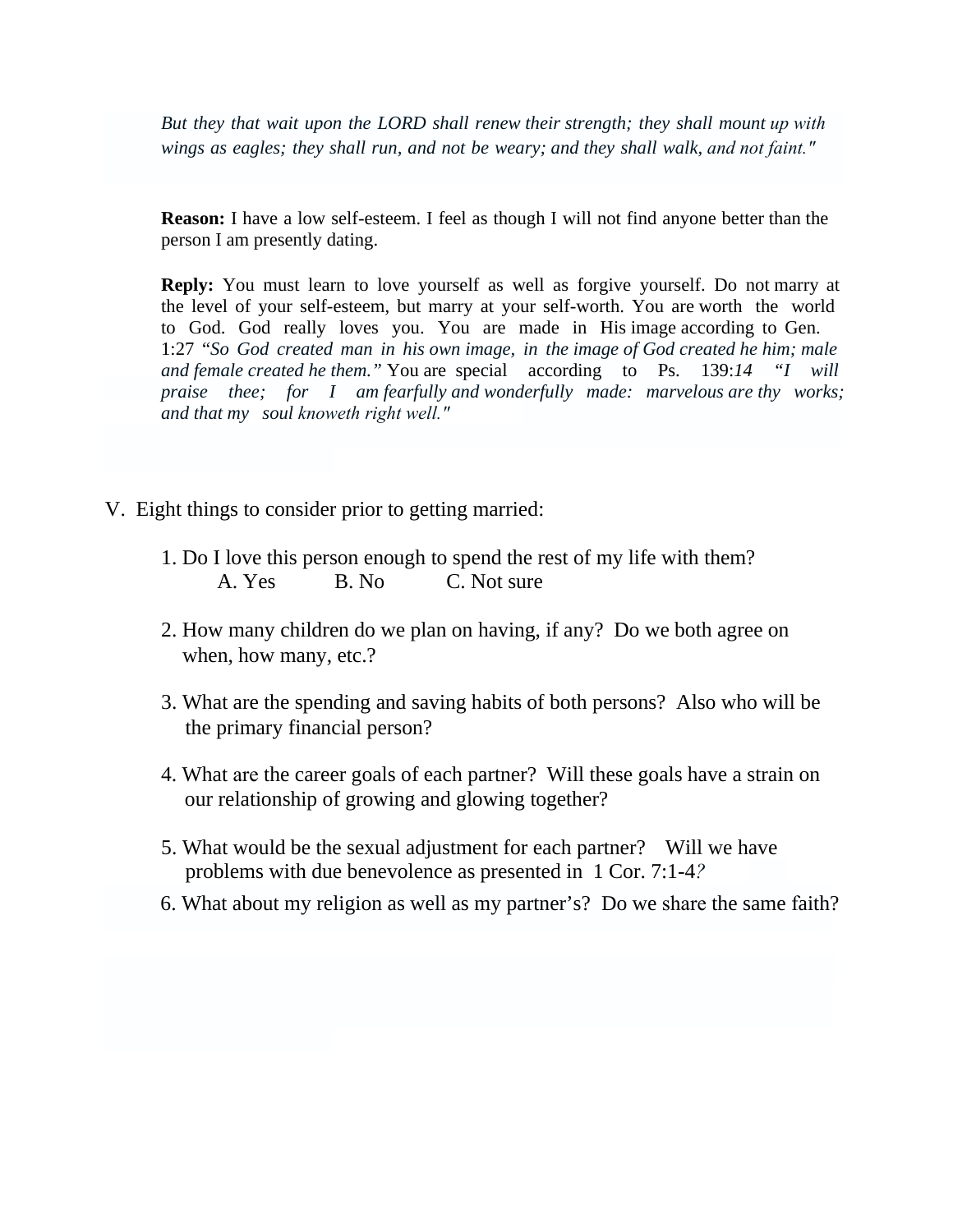*But they that wait upon the LORD shall renew their strength; they shall mount up with wings as eagles; they shall run, and not be weary; and they shall walk, and not faint."*

**Reason:** I have a low self-esteem. I feel as though I will not find anyone better than the person I am presently dating.

**Reply:** You must learn to love yourself as well as forgive yourself. Do not marry at the level of your self-esteem, but marry at your self-worth. You are worth the world to God. God really loves you. You are made in His image according to Gen. 1:27 *"So God created man in his own image, in the image of God created he him; male and female created he them."* You are special according to Ps. 139:*14 "I will praise thee; for I am fearfully and wonderfully made: marvelous are thy works; and that my soul knoweth right well."*

V. Eight things to consider prior to getting married:

1. Do I love this person enough to spend the rest of my life with them?
   A. Yes B. No C. Not sure

2. How many children do we plan on having, if any? Do we both agree on when, how many, etc.?

3. What are the spending and saving habits of both persons? Also who will be the primary financial person?

4. What are the career goals of each partner? Will these goals have a strain on our relationship of growing and glowing together?

5. What would be the sexual adjustment for each partner? Will we have problems with due benevolence as presented in 1 Cor. 7:1-4*?*

6. What about my religion as well as my partner's? Do we share the same faith?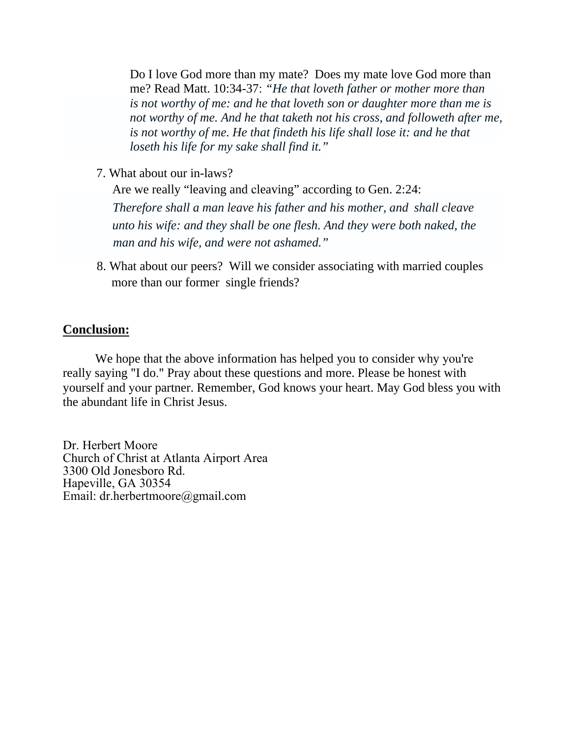Do I love God more than my mate? Does my mate love God more than me? Read Matt. 10:34-37: *"He that loveth father or mother more than is not worthy of me: and he that loveth son or daughter more than me is not worthy of me. And he that taketh not his cross, and followeth after me, is not worthy of me. He that findeth his life shall lose it: and he that loseth his life for my sake shall find it."*

7. What about our in-laws?
   Are we really "leaving and cleaving" according to Gen. 2:24:
   *Therefore shall a man leave his father and his mother, and shall cleave unto his wife: and they shall be one flesh. And they were both naked, the man and his wife, and were not ashamed."*

8. What about our peers? Will we consider associating with married couples more than our former single friends?

**Conclusion:**

We hope that the above information has helped you to consider why you're really saying "I do." Pray about these questions and more. Please be honest with yourself and your partner. Remember, God knows your heart. May God bless you with the abundant life in Christ Jesus.

Dr. Herbert Moore
Church of Christ at Atlanta Airport Area
3300 Old Jonesboro Rd.
Hapeville, GA 30354
Email: dr.herbertmoore@gmail.com